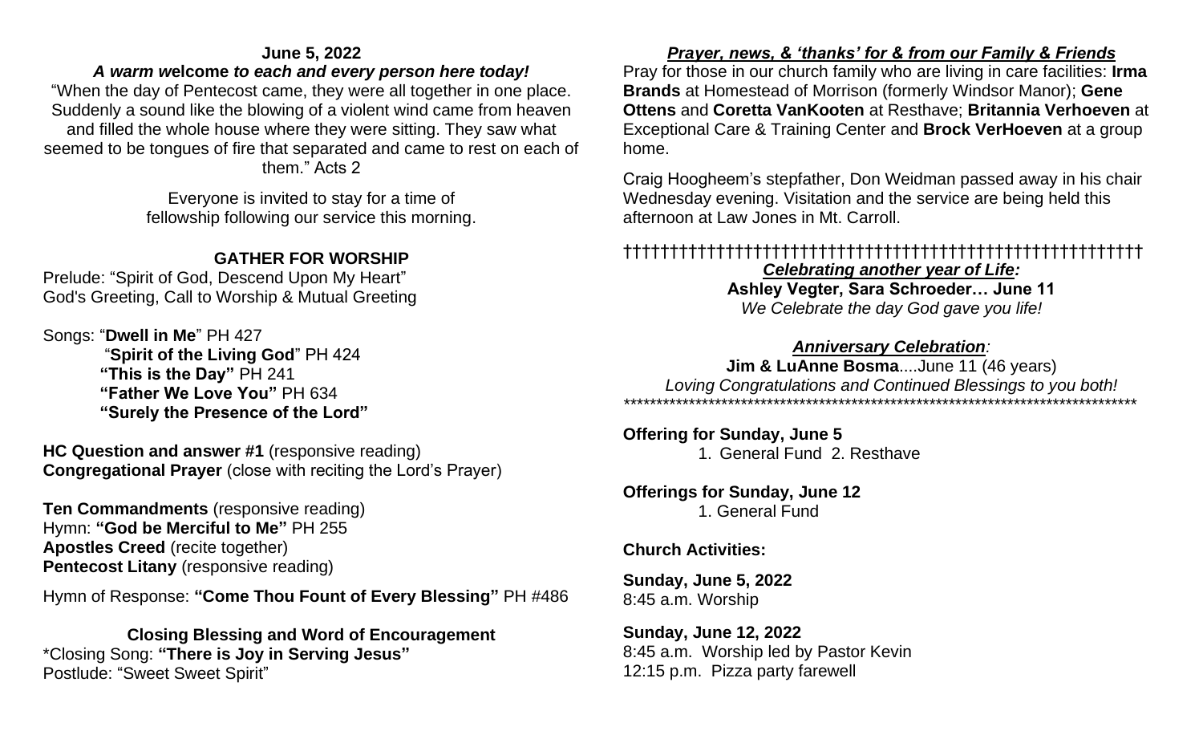**June 5, 2022**

***A warm welcome to each and every person here today!***

"When the day of Pentecost came, they were all together in one place. Suddenly a sound like the blowing of a violent wind came from heaven and filled the whole house where they were sitting. They saw what seemed to be tongues of fire that separated and came to rest on each of them." Acts 2

Everyone is invited to stay for a time of fellowship following our service this morning.

## GATHER FOR WORSHIP

Prelude: "Spirit of God, Descend Upon My Heart"
God's Greeting, Call to Worship & Mutual Greeting

Songs: "**Dwell in Me**" PH 427
"**Spirit of the Living God**" PH 424
**"This is the Day"** PH 241
**"Father We Love You"** PH 634
**"Surely the Presence of the Lord"**

**HC Question and answer #1** (responsive reading)
**Congregational Prayer** (close with reciting the Lord's Prayer)

**Ten Commandments** (responsive reading)
Hymn: **"God be Merciful to Me"** PH 255
**Apostles Creed** (recite together)
**Pentecost Litany** (responsive reading)

Hymn of Response: **"Come Thou Fount of Every Blessing"** PH #486

**Closing Blessing and Word of Encouragement**
*Closing Song: **"There is Joy in Serving Jesus"**
Postlude: "Sweet Sweet Spirit"

***Prayer, news, & 'thanks' for & from our Family & Friends***

Pray for those in our church family who are living in care facilities: **Irma Brands** at Homestead of Morrison (formerly Windsor Manor); **Gene Ottens** and **Coretta VanKooten** at Resthave; **Britannia Verhoeven** at Exceptional Care & Training Center and **Brock VerHoeven** at a group home.

Craig Hoogheem's stepfather, Don Weidman passed away in his chair Wednesday evening. Visitation and the service are being held this afternoon at Law Jones in Mt. Carroll.

††††††††††††††††††††††††††††††††††††††††††††††††††††††††

***Celebrating another year of Life:***

**Ashley Vegter, Sara Schroeder… June 11**

*We Celebrate the day God gave you life!*

***Anniversary Celebration:***

**Jim & LuAnne Bosma**....June 11 (46 years)

*Loving Congratulations and Continued Blessings to you both!*

*******************************************************************************

**Offering for Sunday, June 5**
1. General Fund 2. Resthave

**Offerings for Sunday, June 12**
1. General Fund

**Church Activities:**

**Sunday, June 5, 2022**
8:45 a.m. Worship

**Sunday, June 12, 2022**
8:45 a.m. Worship led by Pastor Kevin
12:15 p.m. Pizza party farewell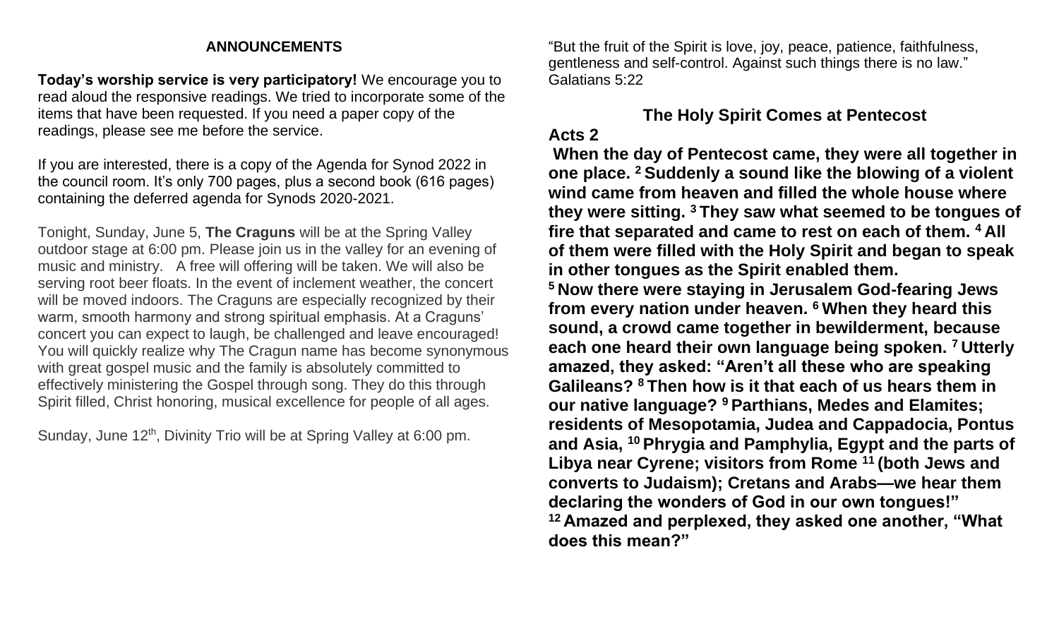## ANNOUNCEMENTS

**Today's worship service is very participatory!** We encourage you to read aloud the responsive readings. We tried to incorporate some of the items that have been requested. If you need a paper copy of the readings, please see me before the service.

If you are interested, there is a copy of the Agenda for Synod 2022 in the council room. It's only 700 pages, plus a second book (616 pages) containing the deferred agenda for Synods 2020-2021.

Tonight, Sunday, June 5, **The Craguns** will be at the Spring Valley outdoor stage at 6:00 pm. Please join us in the valley for an evening of music and ministry.   A free will offering will be taken. We will also be serving root beer floats. In the event of inclement weather, the concert will be moved indoors. The Craguns are especially recognized by their warm, smooth harmony and strong spiritual emphasis. At a Craguns' concert you can expect to laugh, be challenged and leave encouraged! You will quickly realize why The Cragun name has become synonymous with great gospel music and the family is absolutely committed to effectively ministering the Gospel through song. They do this through Spirit filled, Christ honoring, musical excellence for people of all ages.

Sunday, June 12th, Divinity Trio will be at Spring Valley at 6:00 pm.

"But the fruit of the Spirit is love, joy, peace, patience, faithfulness, gentleness and self-control. Against such things there is no law." Galatians 5:22

## The Holy Spirit Comes at Pentecost

### Acts 2

**When the day of Pentecost came, they were all together in one place. [2] Suddenly a sound like the blowing of a violent wind came from heaven and filled the whole house where they were sitting. [3] They saw what seemed to be tongues of fire that separated and came to rest on each of them. [4] All of them were filled with the Holy Spirit and began to speak in other tongues as the Spirit enabled them.**

**[5] Now there were staying in Jerusalem God-fearing Jews from every nation under heaven. [6] When they heard this sound, a crowd came together in bewilderment, because each one heard their own language being spoken. [7] Utterly amazed, they asked: "Aren't all these who are speaking Galileans? [8] Then how is it that each of us hears them in our native language? [9] Parthians, Medes and Elamites; residents of Mesopotamia, Judea and Cappadocia, Pontus and Asia, [10] Phrygia and Pamphylia, Egypt and the parts of Libya near Cyrene; visitors from Rome [11] (both Jews and converts to Judaism); Cretans and Arabs—we hear them declaring the wonders of God in our own tongues!"**

**[12] Amazed and perplexed, they asked one another, "What does this mean?"**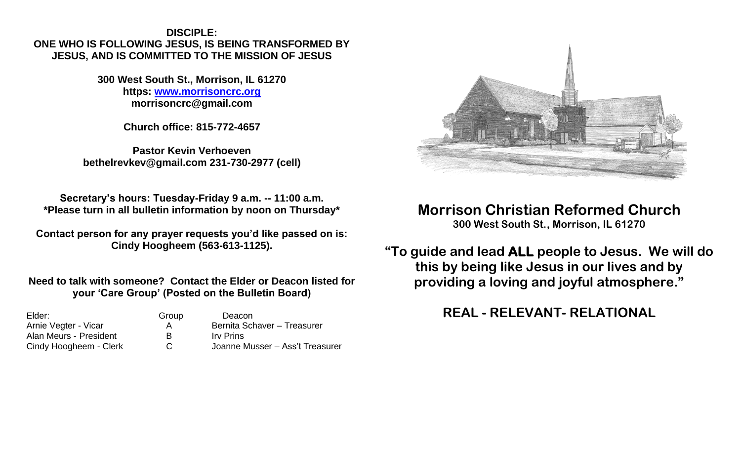**DISCIPLE:**
**ONE WHO IS FOLLOWING JESUS, IS BEING TRANSFORMED BY JESUS, AND IS COMMITTED TO THE MISSION OF JESUS**

**300 West South St., Morrison, IL 61270**
**https: www.morrisoncrc.org**
**morrisoncrc@gmail.com**

**Church office: 815-772-4657**

**Pastor Kevin Verhoeven**
**bethelrevkev@gmail.com 231-730-2977 (cell)**

**Secretary's hours: Tuesday-Friday 9 a.m. -- 11:00 a.m.**
**\*Please turn in all bulletin information by noon on Thursday\***

**Contact person for any prayer requests you'd like passed on is: Cindy Hoogheem (563-613-1125).**

**Need to talk with someone? Contact the Elder or Deacon listed for your 'Care Group' (Posted on the Bulletin Board)**

| Elder: | Group | Deacon |
|---|---|---|
| Arnie Vegter - Vicar | A | Bernita Schaver – Treasurer |
| Alan Meurs - President | B | Irv Prins |
| Cindy Hoogheem - Clerk | C | Joanne Musser – Ass't Treasurer |

# Morrison Christian Reformed Church

**300 West South St., Morrison, IL 61270**

**"To guide and lead ALL people to Jesus. We will do this by being like Jesus in our lives and by providing a loving and joyful atmosphere."**

## REAL - RELEVANT- RELATIONAL